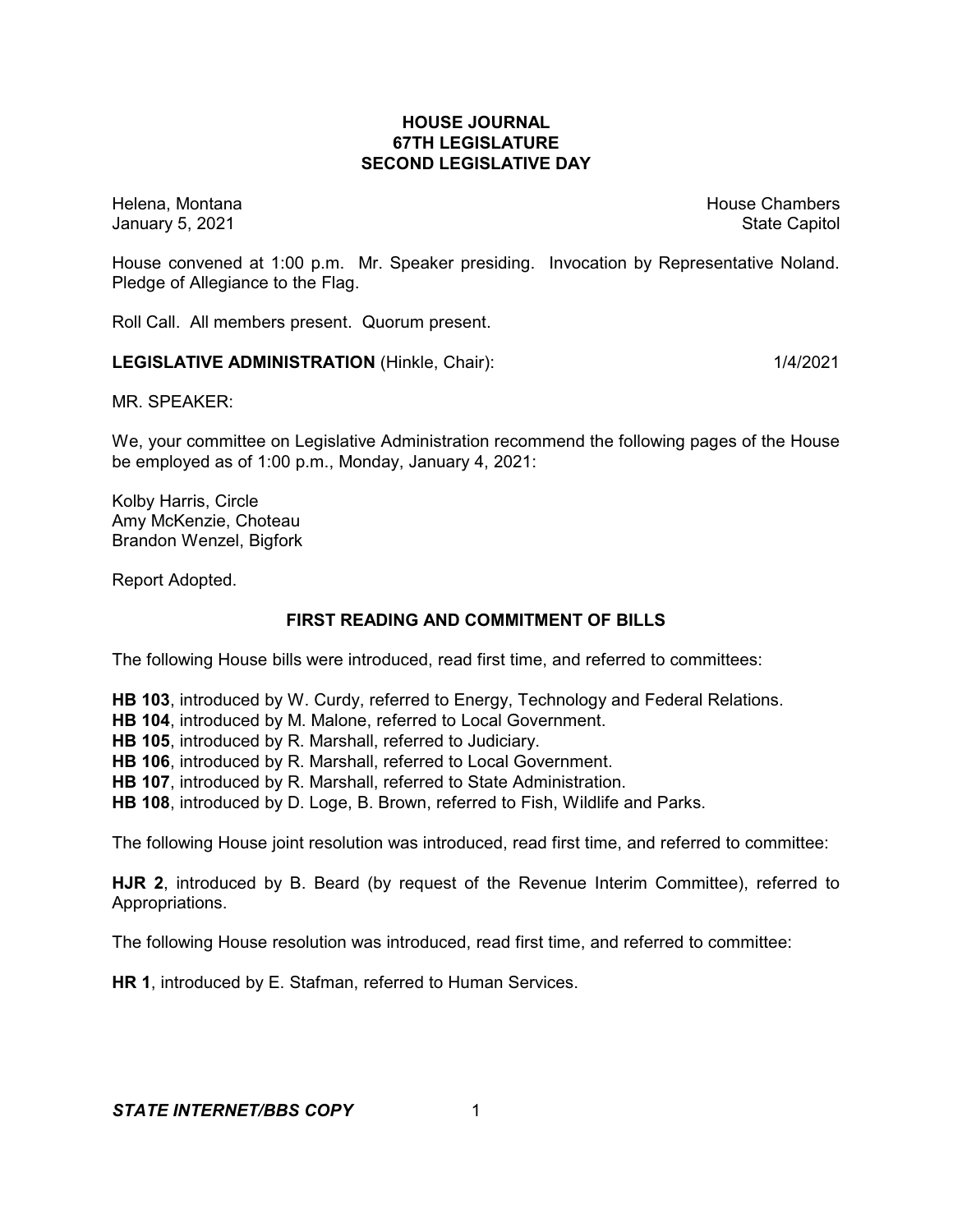# HOUSE JOURNAL
## 67TH LEGISLATURE
## SECOND LEGISLATIVE DAY

Helena, Montana — House Chambers
January 5, 2021 — State Capitol

House convened at 1:00 p.m. Mr. Speaker presiding. Invocation by Representative Noland. Pledge of Allegiance to the Flag.

Roll Call. All members present. Quorum present.

**LEGISLATIVE ADMINISTRATION** (Hinkle, Chair): 1/4/2021

MR. SPEAKER:

We, your committee on Legislative Administration recommend the following pages of the House be employed as of 1:00 p.m., Monday, January 4, 2021:

Kolby Harris, Circle
Amy McKenzie, Choteau
Brandon Wenzel, Bigfork

Report Adopted.

### FIRST READING AND COMMITMENT OF BILLS

The following House bills were introduced, read first time, and referred to committees:

**HB 103**, introduced by W. Curdy, referred to Energy, Technology and Federal Relations.
**HB 104**, introduced by M. Malone, referred to Local Government.
**HB 105**, introduced by R. Marshall, referred to Judiciary.
**HB 106**, introduced by R. Marshall, referred to Local Government.
**HB 107**, introduced by R. Marshall, referred to State Administration.
**HB 108**, introduced by D. Loge, B. Brown, referred to Fish, Wildlife and Parks.

The following House joint resolution was introduced, read first time, and referred to committee:

**HJR 2**, introduced by B. Beard (by request of the Revenue Interim Committee), referred to Appropriations.

The following House resolution was introduced, read first time, and referred to committee:

**HR 1**, introduced by E. Stafman, referred to Human Services.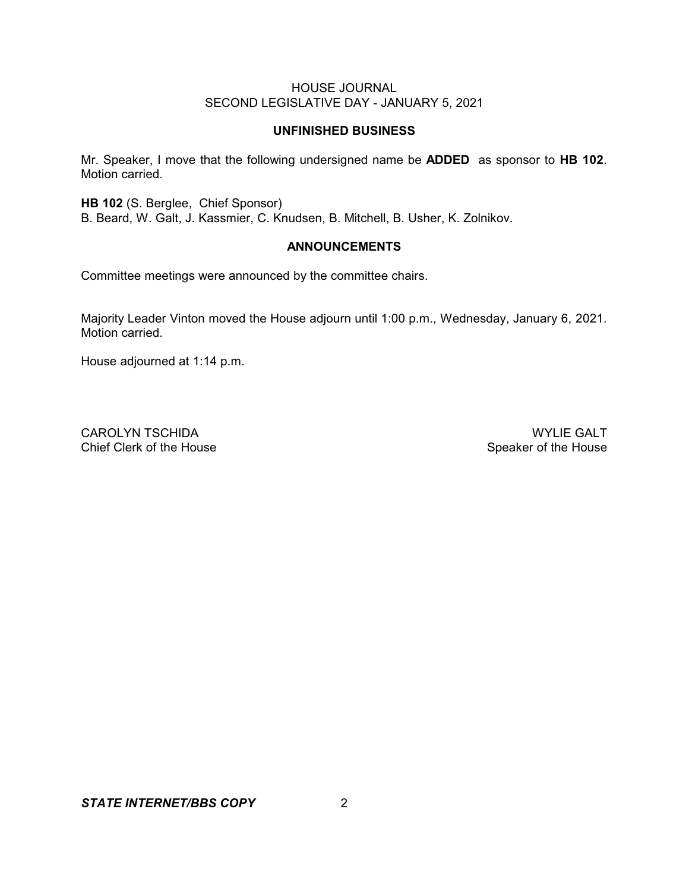## UNFINISHED BUSINESS

Mr. Speaker, I move that the following undersigned name be **ADDED** as sponsor to **HB 102**. Motion carried.

**HB 102** (S. Berglee, Chief Sponsor)
B. Beard, W. Galt, J. Kassmier, C. Knudsen, B. Mitchell, B. Usher, K. Zolnikov.

## ANNOUNCEMENTS

Committee meetings were announced by the committee chairs.

Majority Leader Vinton moved the House adjourn until 1:00 p.m., Wednesday, January 6, 2021. Motion carried.

House adjourned at 1:14 p.m.

CAROLYN TSCHIDA
Chief Clerk of the House

WYLIE GALT
Speaker of the House